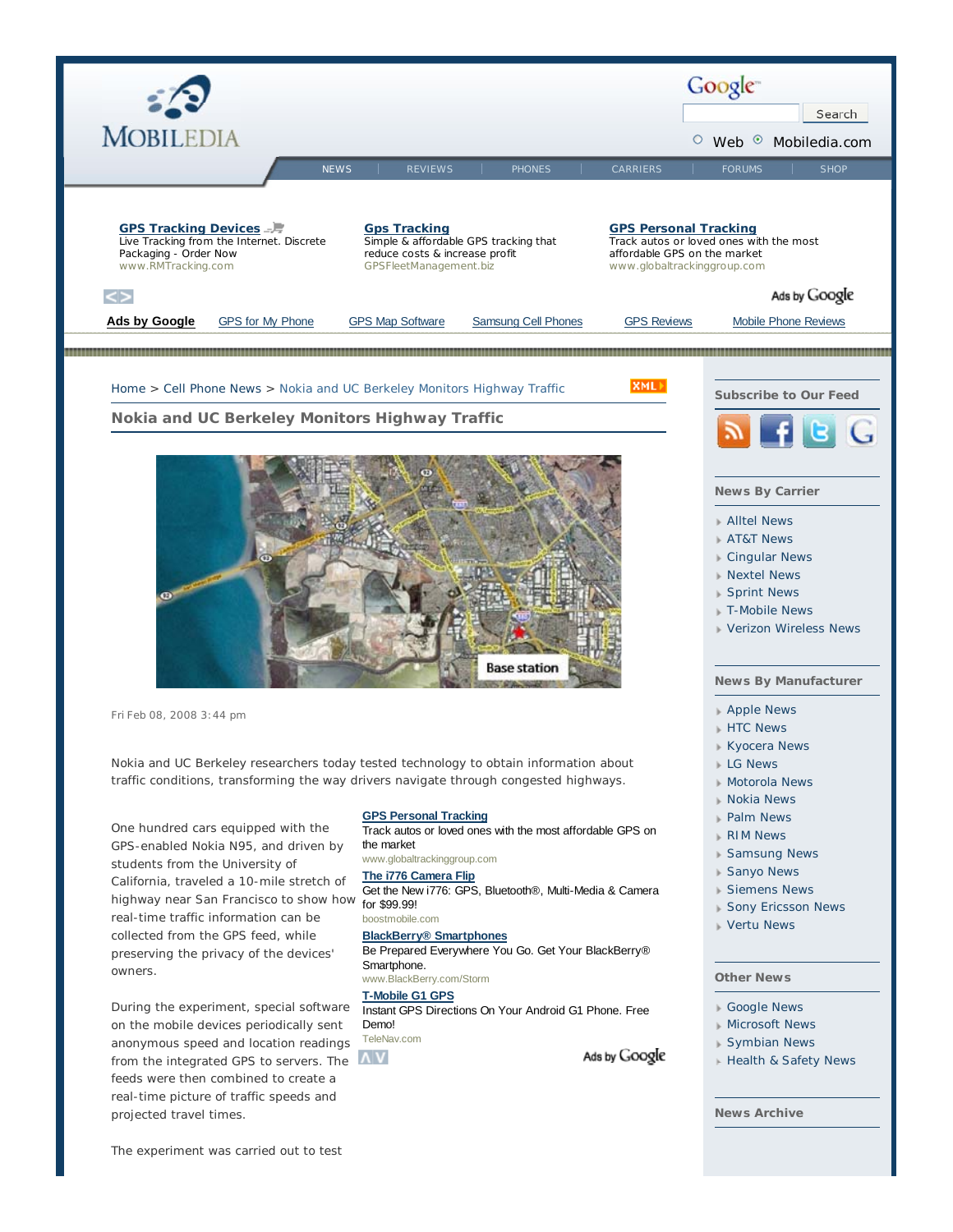MOBILEDIA

Google

Search

Web Mobiledia.com

NEWS | REVIEWS | PHONES | CARRIERS | FORUMS | SHOP

**GPS Tracking Devices**
Live Tracking from the Internet. Discrete Packaging - Order Now
www.RMTracking.com

**Gps Tracking**
Simple & affordable GPS tracking that reduce costs & increase profit
GPSFleetManagement.biz

**GPS Personal Tracking**
Track autos or loved ones with the most affordable GPS on the market
www.globaltrackinggroup.com

Ads by Google

**Ads by Google** | GPS for My Phone | GPS Map Software | Samsung Cell Phones | GPS Reviews | Mobile Phone Reviews

Home > Cell Phone News > Nokia and UC Berkeley Monitors Highway Traffic

## Nokia and UC Berkeley Monitors Highway Traffic

Base station

Fri Feb 08, 2008 3:44 pm

Nokia and UC Berkeley researchers today tested technology to obtain information about traffic conditions, transforming the way drivers navigate through congested highways.

One hundred cars equipped with the GPS-enabled Nokia N95, and driven by students from the University of California, traveled a 10-mile stretch of highway near San Francisco to show how real-time traffic information can be collected from the GPS feed, while preserving the privacy of the devices' owners.

During the experiment, special software on the mobile devices periodically sent anonymous speed and location readings from the integrated GPS to servers. The feeds were then combined to create a real-time picture of traffic speeds and projected travel times.

The experiment was carried out to test

**GPS Personal Tracking**
Track autos or loved ones with the most affordable GPS on the market
www.globaltrackinggroup.com

**The i776 Camera Flip**
Get the New i776: GPS, Bluetooth®, Multi-Media & Camera for $99.99!
boostmobile.com

**BlackBerry® Smartphones**
Be Prepared Everywhere You Go. Get Your BlackBerry® Smartphone.
www.BlackBerry.com/Storm

**T-Mobile G1 GPS**
Instant GPS Directions On Your Android G1 Phone. Free Demo!
TeleNav.com

Ads by Google

### Subscribe to Our Feed

### News By Carrier

- Alltel News
- AT&T News
- Cingular News
- Nextel News
- Sprint News
- T-Mobile News
- Verizon Wireless News

### News By Manufacturer

- Apple News
- HTC News
- Kyocera News
- LG News
- Motorola News
- Nokia News
- Palm News
- RIM News
- Samsung News
- Sanyo News
- Siemens News
- Sony Ericsson News
- Vertu News

### Other News

- Google News
- Microsoft News
- Symbian News
- Health & Safety News

### News Archive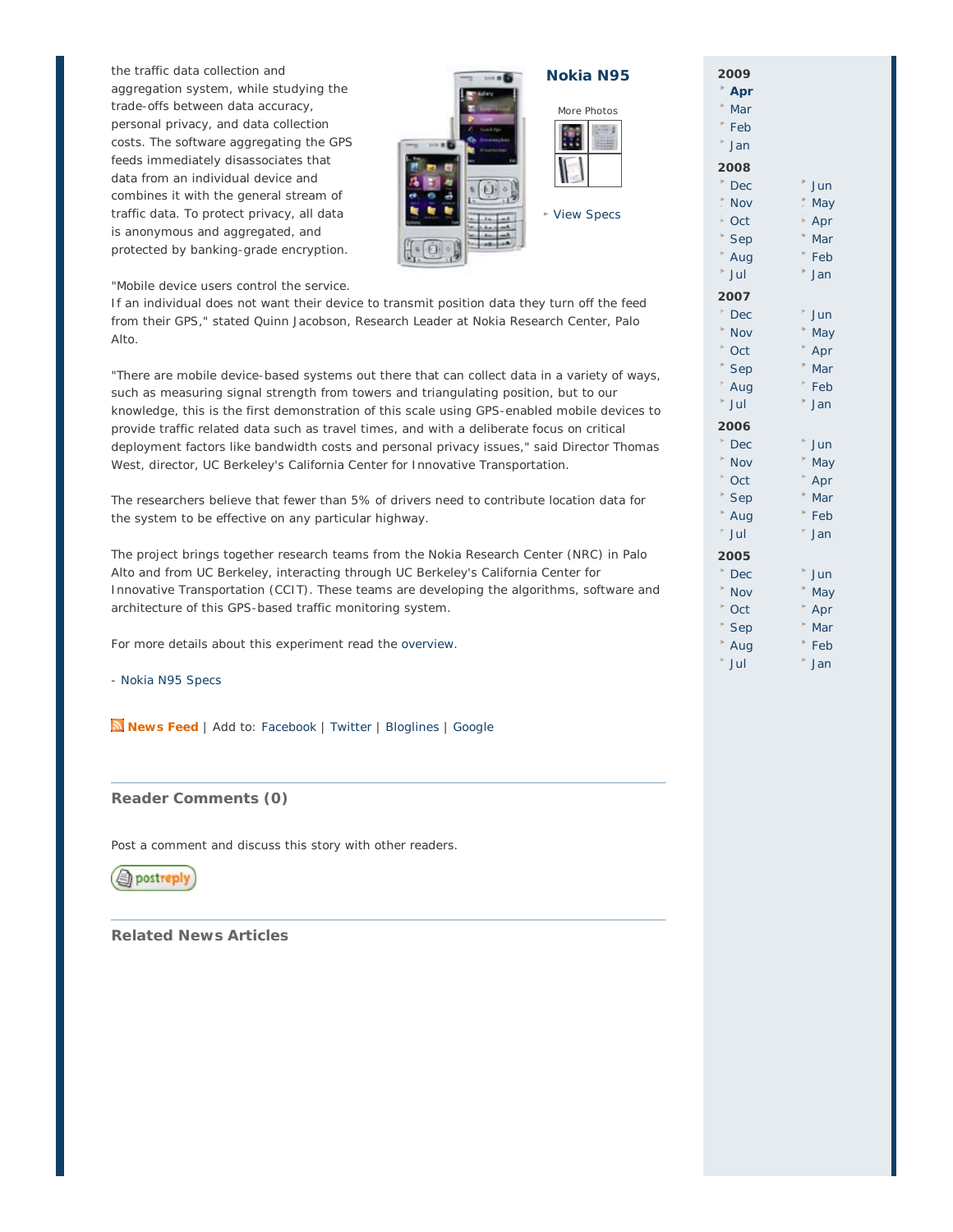the traffic data collection and aggregation system, while studying the trade-offs between data accuracy, personal privacy, and data collection costs. The software aggregating the GPS feeds immediately disassociates that data from an individual device and combines it with the general stream of traffic data. To protect privacy, all data is anonymous and aggregated, and protected by banking-grade encryption.

**Nokia N95**

More Photos

View Specs

"Mobile device users control the service. If an individual does not want their device to transmit position data they turn off the feed from their GPS," stated Quinn Jacobson, Research Leader at Nokia Research Center, Palo Alto.

"There are mobile device-based systems out there that can collect data in a variety of ways, such as measuring signal strength from towers and triangulating position, but to our knowledge, this is the first demonstration of this scale using GPS-enabled mobile devices to provide traffic related data such as travel times, and with a deliberate focus on critical deployment factors like bandwidth costs and personal privacy issues," said Director Thomas West, director, UC Berkeley's California Center for Innovative Transportation.

The researchers believe that fewer than 5% of drivers need to contribute location data for the system to be effective on any particular highway.

The project brings together research teams from the Nokia Research Center (NRC) in Palo Alto and from UC Berkeley, interacting through UC Berkeley's California Center for Innovative Transportation (CCIT). These teams are developing the algorithms, software and architecture of this GPS-based traffic monitoring system.

For more details about this experiment read the overview.

- Nokia N95 Specs

**News Feed** | Add to: Facebook | Twitter | Bloglines | Google

## Reader Comments (0)

Post a comment and discuss this story with other readers.

postreply

## Related News Articles

**2009**
- **Apr**
- Mar
- Feb
- Jan

**2008**
- Dec
- Nov
- Oct
- Sep
- Aug
- Jul
- Jun
- May
- Apr
- Mar
- Feb
- Jan

**2007**
- Dec
- Nov
- Oct
- Sep
- Aug
- Jul
- Jun
- May
- Apr
- Mar
- Feb
- Jan

**2006**
- Dec
- Nov
- Oct
- Sep
- Aug
- Jul
- Jun
- May
- Apr
- Mar
- Feb
- Jan

**2005**
- Dec
- Nov
- Oct
- Sep
- Aug
- Jul
- Jun
- May
- Apr
- Mar
- Feb
- Jan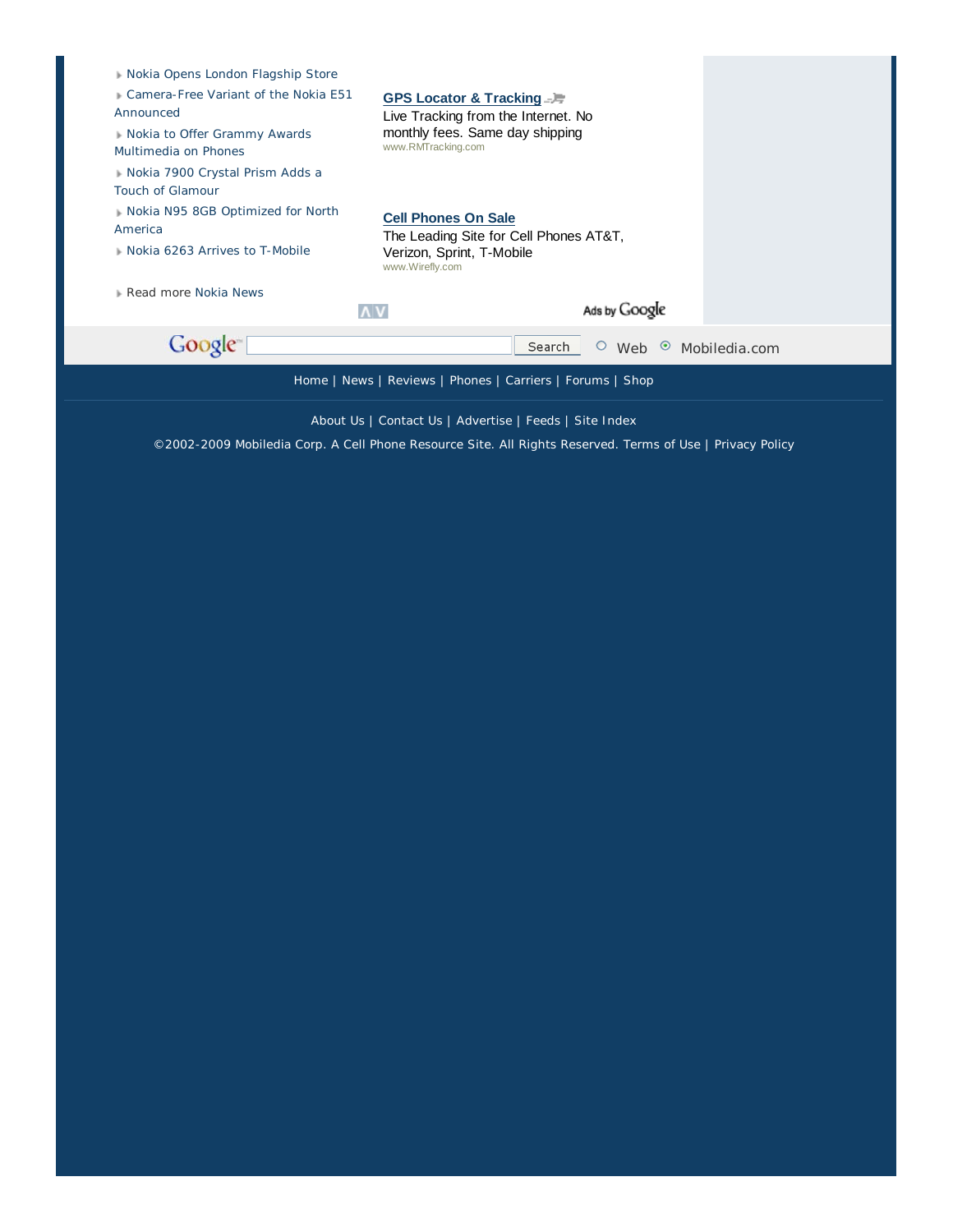- Nokia Opens London Flagship Store
- Camera-Free Variant of the Nokia E51 Announced
- Nokia to Offer Grammy Awards Multimedia on Phones
- Nokia 7900 Crystal Prism Adds a Touch of Glamour
- Nokia N95 8GB Optimized for North America
- Nokia 6263 Arrives to T-Mobile

- Read more Nokia News

**GPS Locator & Tracking**
Live Tracking from the Internet. No monthly fees. Same day shipping
www.RMTracking.com

**Cell Phones On Sale**
The Leading Site for Cell Phones AT&T, Verizon, Sprint, T-Mobile
www.Wirefly.com

Ads by Google

Google Search ○ Web ⊙ Mobiledia.com

Home | News | Reviews | Phones | Carriers | Forums | Shop

About Us | Contact Us | Advertise | Feeds | Site Index

©2002-2009 Mobiledia Corp. A Cell Phone Resource Site. All Rights Reserved. Terms of Use | Privacy Policy